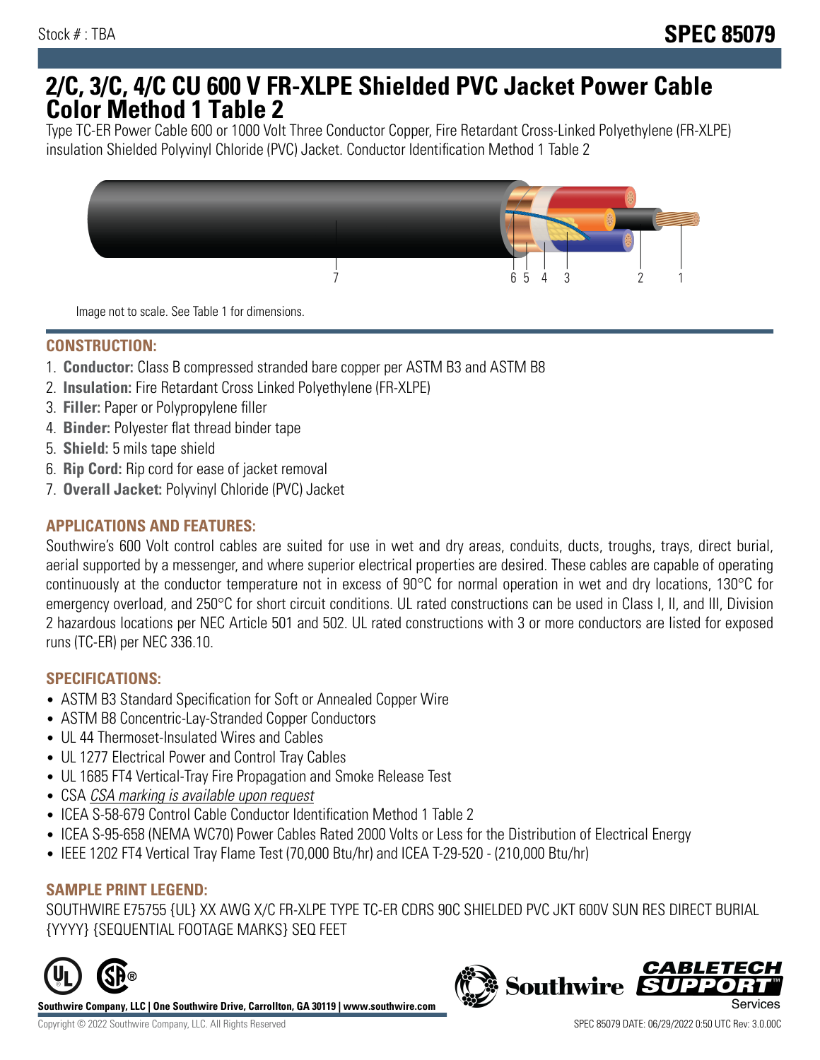Stock # : TBA

**SPEC 85079**

# 2/C, 3/C, 4/C CU 600 V FR-XLPE Shielded PVC Jacket Power Cable Color Method 1 Table 2

Type TC-ER Power Cable 600 or 1000 Volt Three Conductor Copper, Fire Retardant Cross-Linked Polyethylene (FR-XLPE) insulation Shielded Polyvinyl Chloride (PVC) Jacket. Conductor Identification Method 1 Table 2

Image not to scale. See Table 1 for dimensions.

## CONSTRUCTION:

1. **Conductor:** Class B compressed stranded bare copper per ASTM B3 and ASTM B8
2. **Insulation:** Fire Retardant Cross Linked Polyethylene (FR-XLPE)
3. **Filler:** Paper or Polypropylene filler
4. **Binder:** Polyester flat thread binder tape
5. **Shield:** 5 mils tape shield
6. **Rip Cord:** Rip cord for ease of jacket removal
7. **Overall Jacket:** Polyvinyl Chloride (PVC) Jacket

## APPLICATIONS AND FEATURES:

Southwire's 600 Volt control cables are suited for use in wet and dry areas, conduits, ducts, troughs, trays, direct burial, aerial supported by a messenger, and where superior electrical properties are desired. These cables are capable of operating continuously at the conductor temperature not in excess of 90°C for normal operation in wet and dry locations, 130°C for emergency overload, and 250°C for short circuit conditions. UL rated constructions can be used in Class I, II, and III, Division 2 hazardous locations per NEC Article 501 and 502. UL rated constructions with 3 or more conductors are listed for exposed runs (TC-ER) per NEC 336.10.

## SPECIFICATIONS:

- ASTM B3 Standard Specification for Soft or Annealed Copper Wire
- ASTM B8 Concentric-Lay-Stranded Copper Conductors
- UL 44 Thermoset-Insulated Wires and Cables
- UL 1277 Electrical Power and Control Tray Cables
- UL 1685 FT4 Vertical-Tray Fire Propagation and Smoke Release Test
- CSA *CSA marking is available upon request*
- ICEA S-58-679 Control Cable Conductor Identification Method 1 Table 2
- ICEA S-95-658 (NEMA WC70) Power Cables Rated 2000 Volts or Less for the Distribution of Electrical Energy
- IEEE 1202 FT4 Vertical Tray Flame Test (70,000 Btu/hr) and ICEA T-29-520 - (210,000 Btu/hr)

## SAMPLE PRINT LEGEND:

SOUTHWIRE E75755 {UL} XX AWG X/C FR-XLPE TYPE TC-ER CDRS 90C SHIELDED PVC JKT 600V SUN RES DIRECT BURIAL {YYYY} {SEQUENTIAL FOOTAGE MARKS} SEQ FEET

**Southwire Company, LLC | One Southwire Drive, Carrollton, GA 30119 | www.southwire.com**

Copyright © 2022 Southwire Company, LLC. All Rights Reserved

SPEC 85079 DATE: 06/29/2022 0:50 UTC Rev: 3.0.00C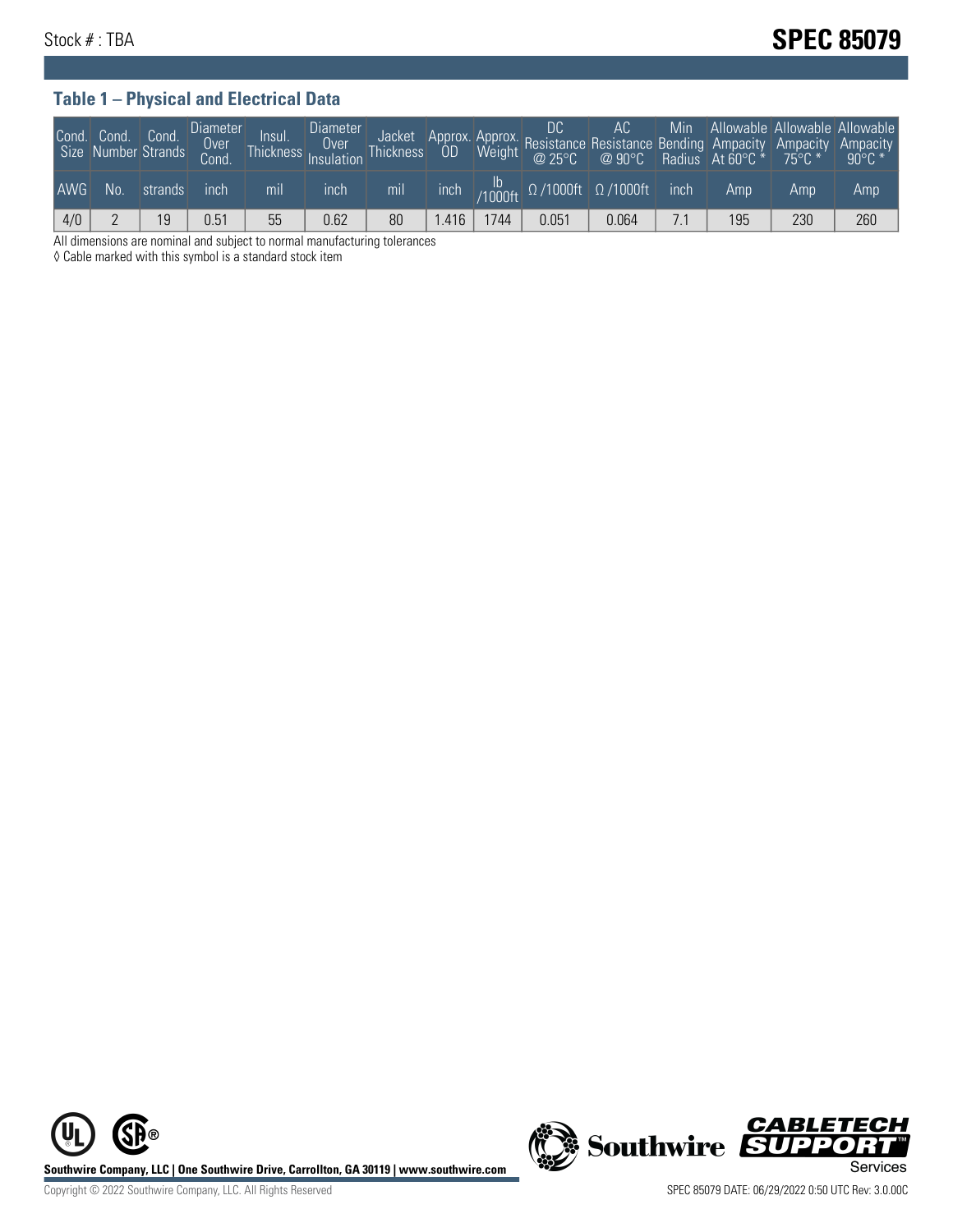### Table 1 – Physical and Electrical Data

| Cond. Size | Cond. Number | Cond. Strands | Diameter Over Cond. | Insul. Thickness | Diameter Over Insulation | Jacket Thickness | Approx. OD | Approx. Weight | DC Resistance @ 25°C | AC Resistance @ 90°C | Min Bending Radius | Allowable Ampacity At 60°C * | Allowable Ampacity 75°C * | Allowable Ampacity 90°C * |
|---|---|---|---|---|---|---|---|---|---|---|---|---|---|---|
| AWG | No. | strands | inch | mil | inch | mil | inch | lb /1000ft | Ω /1000ft | Ω /1000ft | inch | Amp | Amp | Amp |
| 4/0 | 2 | 19 | 0.51 | 55 | 0.62 | 80 | 1.416 | 1744 | 0.051 | 0.064 | 7.1 | 195 | 230 | 260 |

All dimensions are nominal and subject to normal manufacturing tolerances

◊ Cable marked with this symbol is a standard stock item